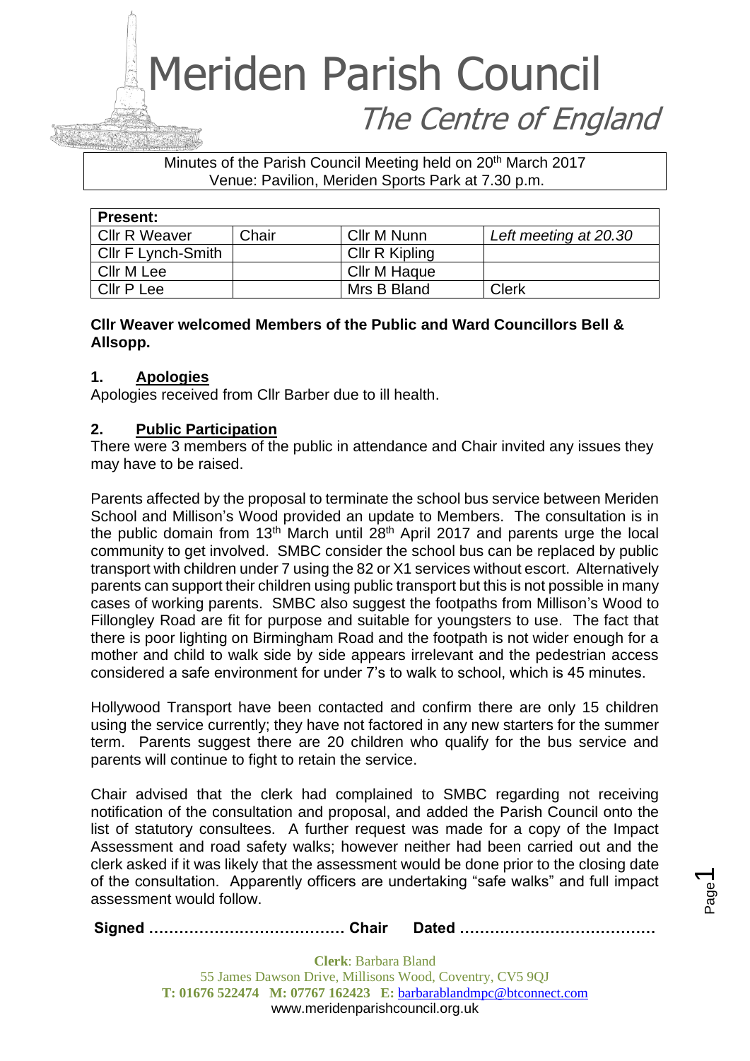# Meriden Parish Council

## The Centre of England

Minutes of the Parish Council Meeting held on 20th March 2017
Venue: Pavilion, Meriden Sports Park at 7.30 p.m.

| Present: | | | |
|---|---|---|---|
| Cllr R Weaver | Chair | Cllr M Nunn | *Left meeting at 20.30* |
| Cllr F Lynch-Smith | | Cllr R Kipling | |
| Cllr M Lee | | Cllr M Haque | |
| Cllr P Lee | | Mrs B Bland | Clerk |

**Cllr Weaver welcomed Members of the Public and Ward Councillors Bell & Allsopp.**

### 1. Apologies

Apologies received from Cllr Barber due to ill health.

### 2. Public Participation

There were 3 members of the public in attendance and Chair invited any issues they may have to be raised.

Parents affected by the proposal to terminate the school bus service between Meriden School and Millison's Wood provided an update to Members. The consultation is in the public domain from 13th March until 28th April 2017 and parents urge the local community to get involved. SMBC consider the school bus can be replaced by public transport with children under 7 using the 82 or X1 services without escort. Alternatively parents can support their children using public transport but this is not possible in many cases of working parents. SMBC also suggest the footpaths from Millison's Wood to Fillongley Road are fit for purpose and suitable for youngsters to use. The fact that there is poor lighting on Birmingham Road and the footpath is not wider enough for a mother and child to walk side by side appears irrelevant and the pedestrian access considered a safe environment for under 7's to walk to school, which is 45 minutes.

Hollywood Transport have been contacted and confirm there are only 15 children using the service currently; they have not factored in any new starters for the summer term. Parents suggest there are 20 children who qualify for the bus service and parents will continue to fight to retain the service.

Chair advised that the clerk had complained to SMBC regarding not receiving notification of the consultation and proposal, and added the Parish Council onto the list of statutory consultees. A further request was made for a copy of the Impact Assessment and road safety walks; however neither had been carried out and the clerk asked if it was likely that the assessment would be done prior to the closing date of the consultation. Apparently officers are undertaking "safe walks" and full impact assessment would follow.

**Signed ………………………………… Chair Dated …………………………………**

**Clerk**: Barbara Bland
55 James Dawson Drive, Millisons Wood, Coventry, CV5 9QJ
**T: 01676 522474 M: 07767 162423 E:** barbarablandmpc@btconnect.com
www.meridenparishcouncil.org.uk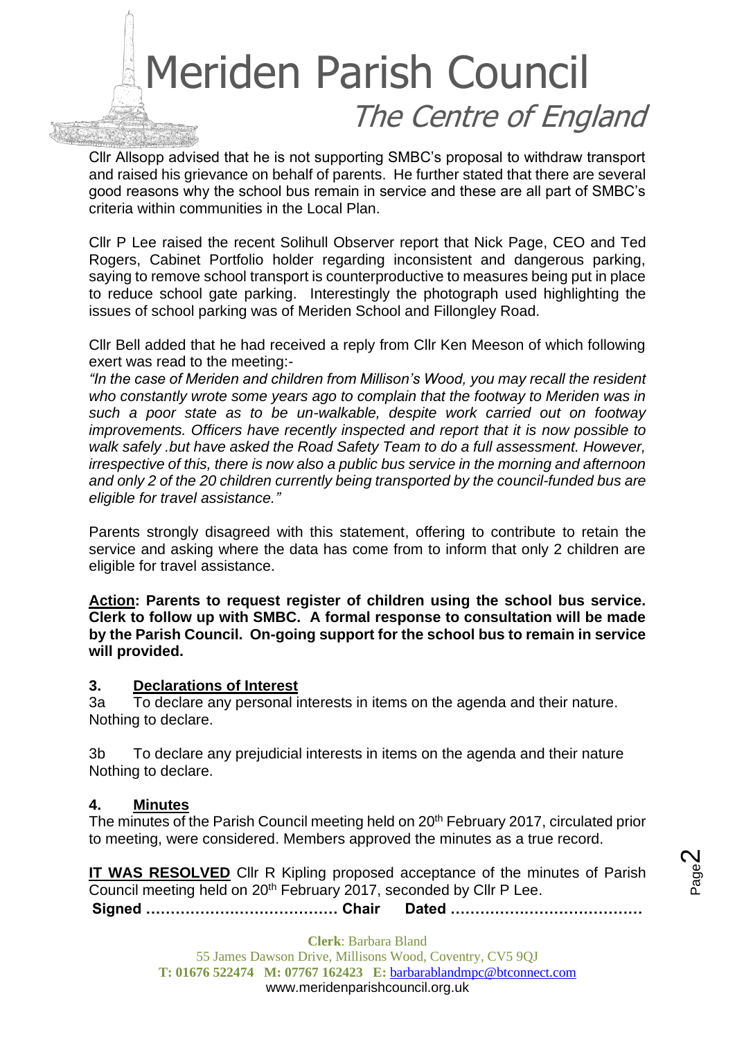Cllr Allsopp advised that he is not supporting SMBC's proposal to withdraw transport and raised his grievance on behalf of parents. He further stated that there are several good reasons why the school bus remain in service and these are all part of SMBC's criteria within communities in the Local Plan.

Cllr P Lee raised the recent Solihull Observer report that Nick Page, CEO and Ted Rogers, Cabinet Portfolio holder regarding inconsistent and dangerous parking, saying to remove school transport is counterproductive to measures being put in place to reduce school gate parking. Interestingly the photograph used highlighting the issues of school parking was of Meriden School and Fillongley Road.

Cllr Bell added that he had received a reply from Cllr Ken Meeson of which following exert was read to the meeting:-

*"In the case of Meriden and children from Millison's Wood, you may recall the resident who constantly wrote some years ago to complain that the footway to Meriden was in such a poor state as to be un-walkable, despite work carried out on footway improvements. Officers have recently inspected and report that it is now possible to walk safely .but have asked the Road Safety Team to do a full assessment. However, irrespective of this, there is now also a public bus service in the morning and afternoon and only 2 of the 20 children currently being transported by the council-funded bus are eligible for travel assistance."*

Parents strongly disagreed with this statement, offering to contribute to retain the service and asking where the data has come from to inform that only 2 children are eligible for travel assistance.

**<u>Action</u>: Parents to request register of children using the school bus service. Clerk to follow up with SMBC. A formal response to consultation will be made by the Parish Council. On-going support for the school bus to remain in service will provided.**

## 3. <u>Declarations of Interest</u>

3a To declare any personal interests in items on the agenda and their nature.
Nothing to declare.

3b To declare any prejudicial interests in items on the agenda and their nature
Nothing to declare.

## 4. <u>Minutes</u>

The minutes of the Parish Council meeting held on 20th February 2017, circulated prior to meeting, were considered. Members approved the minutes as a true record.

**<u>IT WAS RESOLVED</u>** Cllr R Kipling proposed acceptance of the minutes of Parish Council meeting held on 20th February 2017, seconded by Cllr P Lee.

**Signed ………………………………… Chair Dated …………………………………**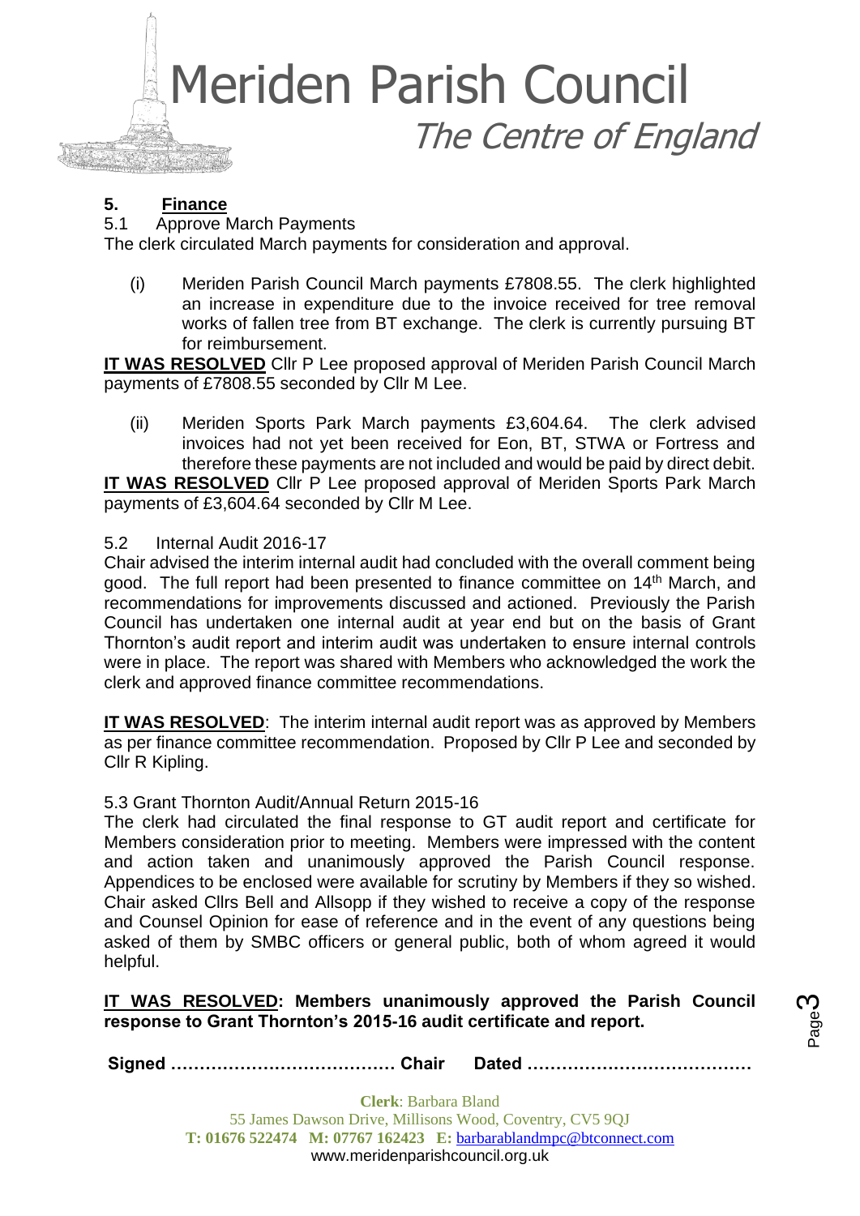## 5. Finance

5.1 Approve March Payments

The clerk circulated March payments for consideration and approval.

(i) Meriden Parish Council March payments £7808.55. The clerk highlighted an increase in expenditure due to the invoice received for tree removal works of fallen tree from BT exchange. The clerk is currently pursuing BT for reimbursement.

**IT WAS RESOLVED** Cllr P Lee proposed approval of Meriden Parish Council March payments of £7808.55 seconded by Cllr M Lee.

(ii) Meriden Sports Park March payments £3,604.64. The clerk advised invoices had not yet been received for Eon, BT, STWA or Fortress and therefore these payments are not included and would be paid by direct debit.

**IT WAS RESOLVED** Cllr P Lee proposed approval of Meriden Sports Park March payments of £3,604.64 seconded by Cllr M Lee.

5.2 Internal Audit 2016-17

Chair advised the interim internal audit had concluded with the overall comment being good. The full report had been presented to finance committee on 14th March, and recommendations for improvements discussed and actioned. Previously the Parish Council has undertaken one internal audit at year end but on the basis of Grant Thornton's audit report and interim audit was undertaken to ensure internal controls were in place. The report was shared with Members who acknowledged the work the clerk and approved finance committee recommendations.

**IT WAS RESOLVED**: The interim internal audit report was as approved by Members as per finance committee recommendation. Proposed by Cllr P Lee and seconded by Cllr R Kipling.

5.3 Grant Thornton Audit/Annual Return 2015-16

The clerk had circulated the final response to GT audit report and certificate for Members consideration prior to meeting. Members were impressed with the content and action taken and unanimously approved the Parish Council response. Appendices to be enclosed were available for scrutiny by Members if they so wished. Chair asked Cllrs Bell and Allsopp if they wished to receive a copy of the response and Counsel Opinion for ease of reference and in the event of any questions being asked of them by SMBC officers or general public, both of whom agreed it would helpful.

**IT WAS RESOLVED: Members unanimously approved the Parish Council response to Grant Thornton's 2015-16 audit certificate and report.**

**Signed ………………………………… Chair Dated …………………………………**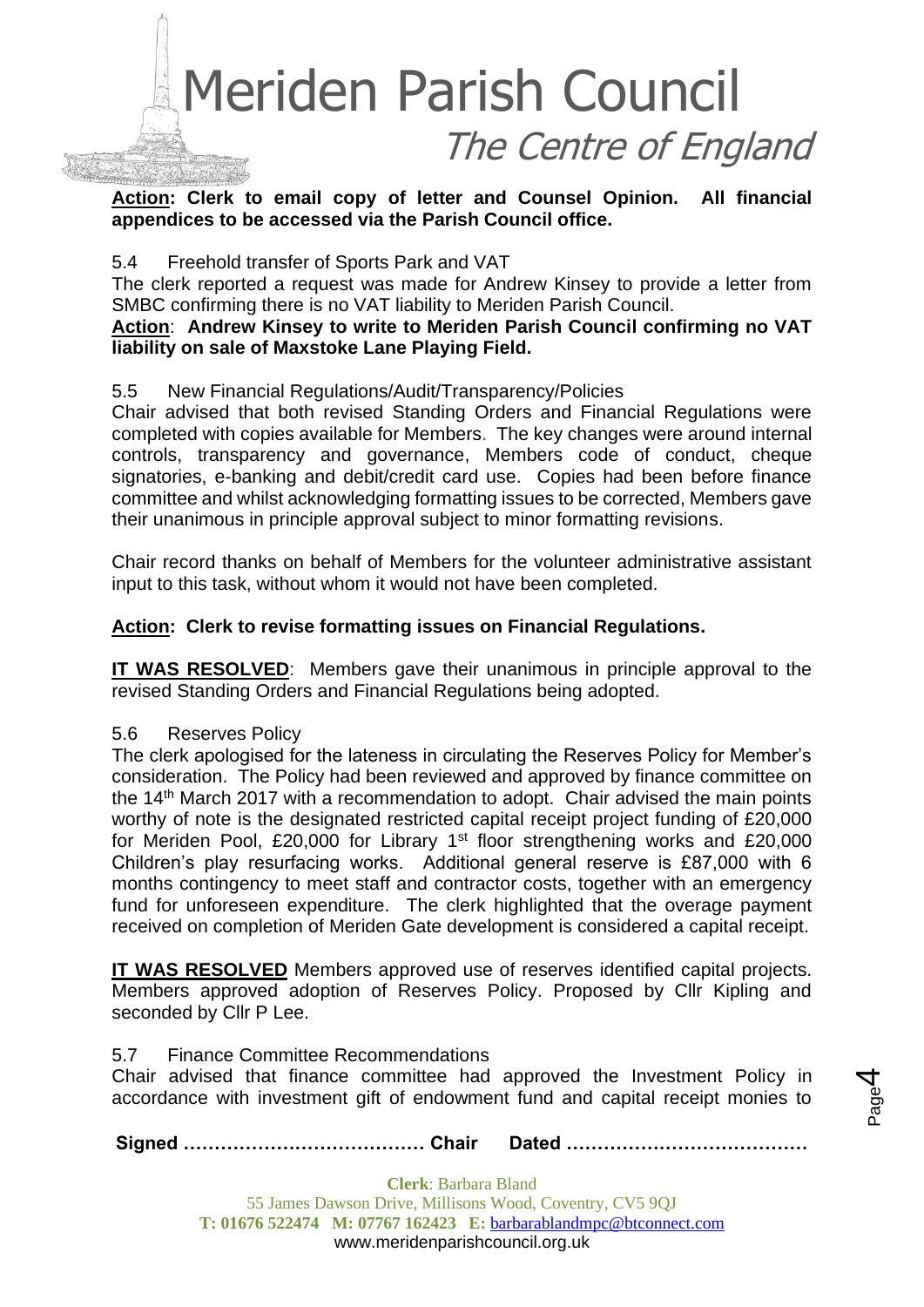**Action: Clerk to email copy of letter and Counsel Opinion. All financial appendices to be accessed via the Parish Council office.**

5.4 Freehold transfer of Sports Park and VAT

The clerk reported a request was made for Andrew Kinsey to provide a letter from SMBC confirming there is no VAT liability to Meriden Parish Council.

**Action**: **Andrew Kinsey to write to Meriden Parish Council confirming no VAT liability on sale of Maxstoke Lane Playing Field.**

5.5 New Financial Regulations/Audit/Transparency/Policies

Chair advised that both revised Standing Orders and Financial Regulations were completed with copies available for Members. The key changes were around internal controls, transparency and governance, Members code of conduct, cheque signatories, e-banking and debit/credit card use. Copies had been before finance committee and whilst acknowledging formatting issues to be corrected, Members gave their unanimous in principle approval subject to minor formatting revisions.

Chair record thanks on behalf of Members for the volunteer administrative assistant input to this task, without whom it would not have been completed.

**Action: Clerk to revise formatting issues on Financial Regulations.**

**IT WAS RESOLVED**: Members gave their unanimous in principle approval to the revised Standing Orders and Financial Regulations being adopted.

5.6 Reserves Policy

The clerk apologised for the lateness in circulating the Reserves Policy for Member's consideration. The Policy had been reviewed and approved by finance committee on the 14th March 2017 with a recommendation to adopt. Chair advised the main points worthy of note is the designated restricted capital receipt project funding of £20,000 for Meriden Pool, £20,000 for Library 1st floor strengthening works and £20,000 Children's play resurfacing works. Additional general reserve is £87,000 with 6 months contingency to meet staff and contractor costs, together with an emergency fund for unforeseen expenditure. The clerk highlighted that the overage payment received on completion of Meriden Gate development is considered a capital receipt.

**IT WAS RESOLVED** Members approved use of reserves identified capital projects. Members approved adoption of Reserves Policy. Proposed by Cllr Kipling and seconded by Cllr P Lee.

5.7 Finance Committee Recommendations

Chair advised that finance committee had approved the Investment Policy in accordance with investment gift of endowment fund and capital receipt monies to

**Signed ………………………………… Chair Dated …………………………………**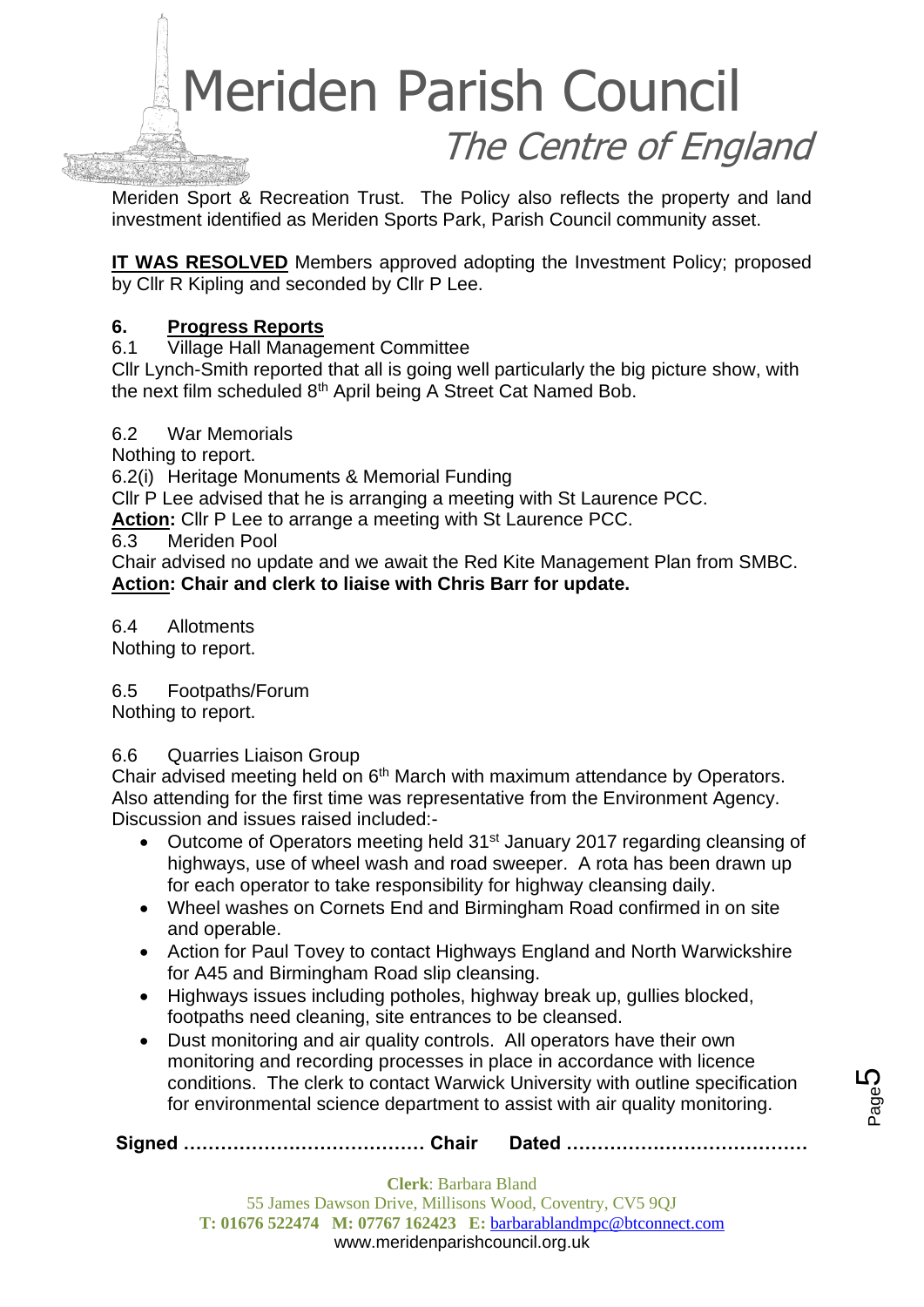Meriden Sport & Recreation Trust. The Policy also reflects the property and land investment identified as Meriden Sports Park, Parish Council community asset.

**IT WAS RESOLVED** Members approved adopting the Investment Policy; proposed by Cllr R Kipling and seconded by Cllr P Lee.

## 6. Progress Reports

6.1 Village Hall Management Committee

Cllr Lynch-Smith reported that all is going well particularly the big picture show, with the next film scheduled 8th April being A Street Cat Named Bob.

6.2 War Memorials

Nothing to report.

6.2(i) Heritage Monuments & Memorial Funding

Cllr P Lee advised that he is arranging a meeting with St Laurence PCC.

**Action:** Cllr P Lee to arrange a meeting with St Laurence PCC.

6.3 Meriden Pool

Chair advised no update and we await the Red Kite Management Plan from SMBC.

**Action: Chair and clerk to liaise with Chris Barr for update.**

6.4 Allotments

Nothing to report.

6.5 Footpaths/Forum

Nothing to report.

6.6 Quarries Liaison Group

Chair advised meeting held on 6th March with maximum attendance by Operators. Also attending for the first time was representative from the Environment Agency. Discussion and issues raised included:-

- Outcome of Operators meeting held 31st January 2017 regarding cleansing of highways, use of wheel wash and road sweeper. A rota has been drawn up for each operator to take responsibility for highway cleansing daily.
- Wheel washes on Cornets End and Birmingham Road confirmed in on site and operable.
- Action for Paul Tovey to contact Highways England and North Warwickshire for A45 and Birmingham Road slip cleansing.
- Highways issues including potholes, highway break up, gullies blocked, footpaths need cleaning, site entrances to be cleansed.
- Dust monitoring and air quality controls. All operators have their own monitoring and recording processes in place in accordance with licence conditions. The clerk to contact Warwick University with outline specification for environmental science department to assist with air quality monitoring.

**Signed ………………………………… Chair Dated …………………………………**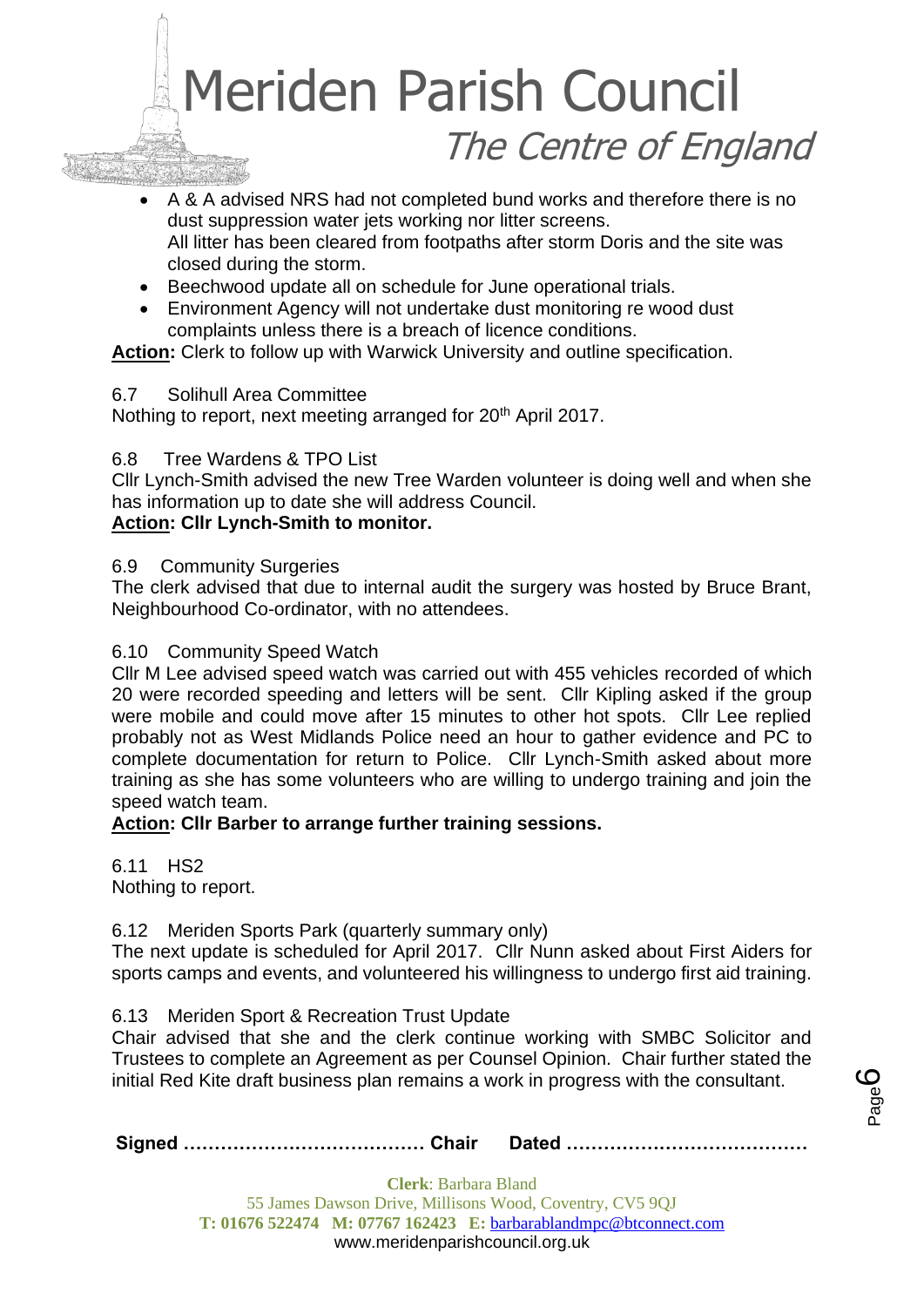- A & A advised NRS had not completed bund works and therefore there is no dust suppression water jets working nor litter screens.
  All litter has been cleared from footpaths after storm Doris and the site was closed during the storm.
- Beechwood update all on schedule for June operational trials.
- Environment Agency will not undertake dust monitoring re wood dust complaints unless there is a breach of licence conditions.

**Action:** Clerk to follow up with Warwick University and outline specification.

6.7 Solihull Area Committee

Nothing to report, next meeting arranged for 20th April 2017.

6.8 Tree Wardens & TPO List

Cllr Lynch-Smith advised the new Tree Warden volunteer is doing well and when she has information up to date she will address Council.

**Action: Cllr Lynch-Smith to monitor.**

6.9 Community Surgeries

The clerk advised that due to internal audit the surgery was hosted by Bruce Brant, Neighbourhood Co-ordinator, with no attendees.

6.10 Community Speed Watch

Cllr M Lee advised speed watch was carried out with 455 vehicles recorded of which 20 were recorded speeding and letters will be sent. Cllr Kipling asked if the group were mobile and could move after 15 minutes to other hot spots. Cllr Lee replied probably not as West Midlands Police need an hour to gather evidence and PC to complete documentation for return to Police. Cllr Lynch-Smith asked about more training as she has some volunteers who are willing to undergo training and join the speed watch team.

**Action: Cllr Barber to arrange further training sessions.**

6.11 HS2

Nothing to report.

6.12 Meriden Sports Park (quarterly summary only)

The next update is scheduled for April 2017. Cllr Nunn asked about First Aiders for sports camps and events, and volunteered his willingness to undergo first aid training.

6.13 Meriden Sport & Recreation Trust Update

Chair advised that she and the clerk continue working with SMBC Solicitor and Trustees to complete an Agreement as per Counsel Opinion. Chair further stated the initial Red Kite draft business plan remains a work in progress with the consultant.

**Signed ………………………………… Chair Dated …………………………………**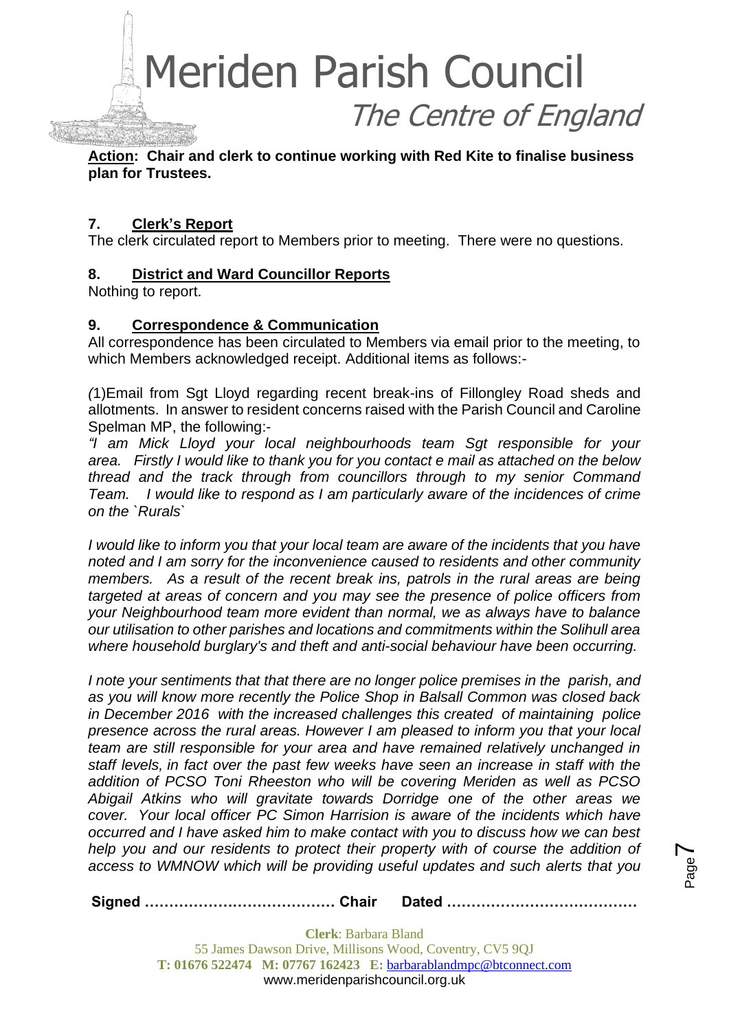**Action: Chair and clerk to continue working with Red Kite to finalise business plan for Trustees.**

## 7. Clerk's Report

The clerk circulated report to Members prior to meeting. There were no questions.

## 8. District and Ward Councillor Reports

Nothing to report.

## 9. Correspondence & Communication

All correspondence has been circulated to Members via email prior to the meeting, to which Members acknowledged receipt. Additional items as follows:-

*(*1)Email from Sgt Lloyd regarding recent break-ins of Fillongley Road sheds and allotments. In answer to resident concerns raised with the Parish Council and Caroline Spelman MP, the following:-

*"I am Mick Lloyd your local neighbourhoods team Sgt responsible for your area. Firstly I would like to thank you for you contact e mail as attached on the below thread and the track through from councillors through to my senior Command Team. I would like to respond as I am particularly aware of the incidences of crime on the `Rurals`*

*I would like to inform you that your local team are aware of the incidents that you have noted and I am sorry for the inconvenience caused to residents and other community members. As a result of the recent break ins, patrols in the rural areas are being targeted at areas of concern and you may see the presence of police officers from your Neighbourhood team more evident than normal, we as always have to balance our utilisation to other parishes and locations and commitments within the Solihull area where household burglary's and theft and anti-social behaviour have been occurring.*

*I note your sentiments that that there are no longer police premises in the parish, and as you will know more recently the Police Shop in Balsall Common was closed back in December 2016 with the increased challenges this created of maintaining police presence across the rural areas. However I am pleased to inform you that your local team are still responsible for your area and have remained relatively unchanged in staff levels, in fact over the past few weeks have seen an increase in staff with the addition of PCSO Toni Rheeston who will be covering Meriden as well as PCSO Abigail Atkins who will gravitate towards Dorridge one of the other areas we cover. Your local officer PC Simon Harrision is aware of the incidents which have occurred and I have asked him to make contact with you to discuss how we can best help you and our residents to protect their property with of course the addition of access to WMNOW which will be providing useful updates and such alerts that you*

**Signed ………………………………… Chair Dated …………………………………**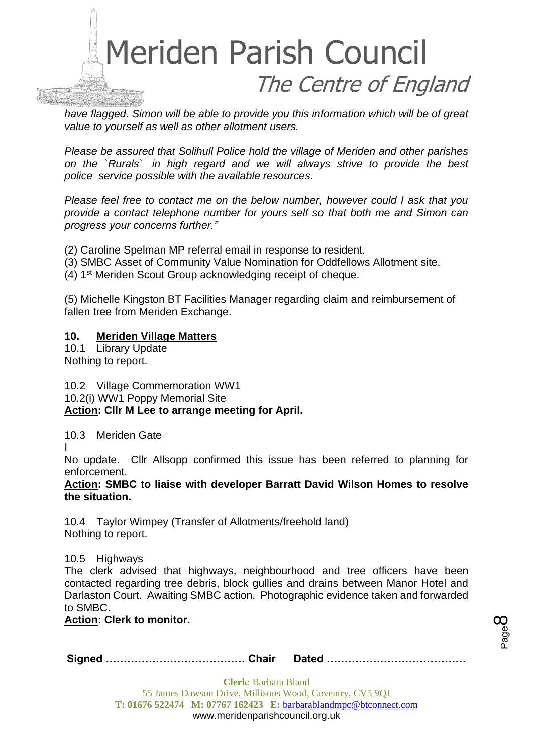*have flagged. Simon will be able to provide you this information which will be of great value to yourself as well as other allotment users.*

*Please be assured that Solihull Police hold the village of Meriden and other parishes on the `Rurals` in high regard and we will always strive to provide the best police service possible with the available resources.*

*Please feel free to contact me on the below number, however could I ask that you provide a contact telephone number for yours self so that both me and Simon can progress your concerns further."*

(2) Caroline Spelman MP referral email in response to resident.
(3) SMBC Asset of Community Value Nomination for Oddfellows Allotment site.
(4) 1st Meriden Scout Group acknowledging receipt of cheque.

(5) Michelle Kingston BT Facilities Manager regarding claim and reimbursement of fallen tree from Meriden Exchange.

**10. Meriden Village Matters**

10.1 Library Update
Nothing to report.

10.2 Village Commemoration WW1
10.2(i) WW1 Poppy Memorial Site
**Action: Cllr M Lee to arrange meeting for April.**

10.3 Meriden Gate
I
No update. Cllr Allsopp confirmed this issue has been referred to planning for enforcement.
**Action: SMBC to liaise with developer Barratt David Wilson Homes to resolve the situation.**

10.4 Taylor Wimpey (Transfer of Allotments/freehold land)
Nothing to report.

10.5 Highways
The clerk advised that highways, neighbourhood and tree officers have been contacted regarding tree debris, block gullies and drains between Manor Hotel and Darlaston Court. Awaiting SMBC action. Photographic evidence taken and forwarded to SMBC.
**Action: Clerk to monitor.**

**Signed ………………………………… Chair Dated …………………………………**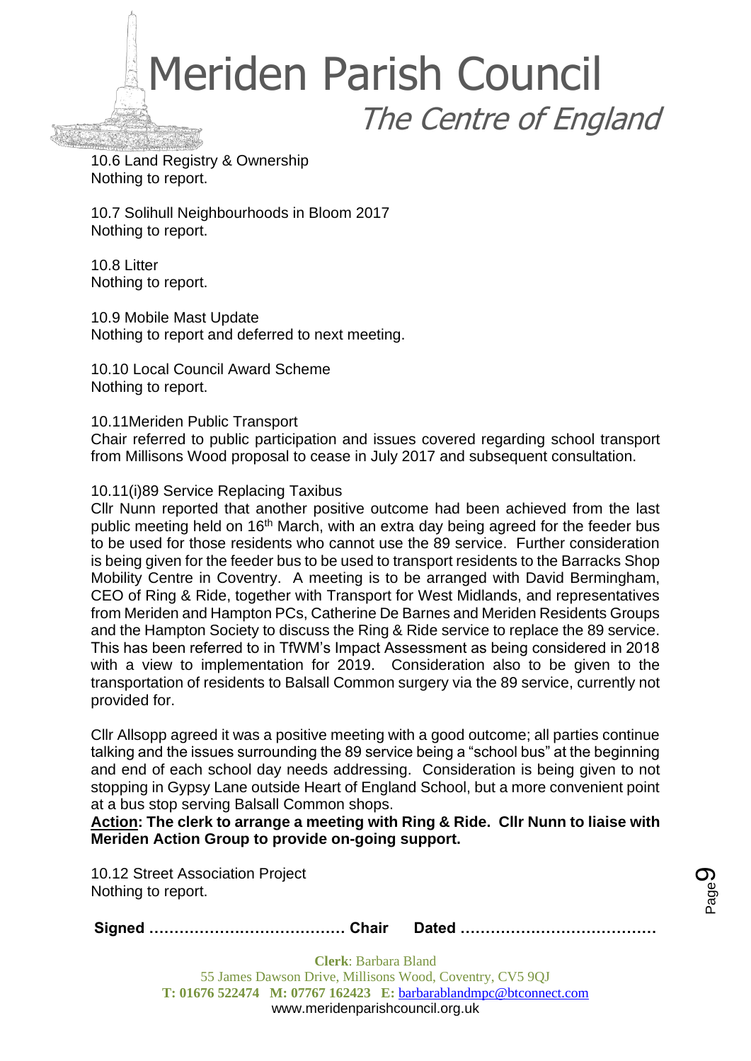10.6 Land Registry & Ownership
Nothing to report.

10.7 Solihull Neighbourhoods in Bloom 2017
Nothing to report.

10.8 Litter
Nothing to report.

10.9 Mobile Mast Update
Nothing to report and deferred to next meeting.

10.10 Local Council Award Scheme
Nothing to report.

10.11Meriden Public Transport
Chair referred to public participation and issues covered regarding school transport from Millisons Wood proposal to cease in July 2017 and subsequent consultation.

10.11(i)89 Service Replacing Taxibus
Cllr Nunn reported that another positive outcome had been achieved from the last public meeting held on 16th March, with an extra day being agreed for the feeder bus to be used for those residents who cannot use the 89 service. Further consideration is being given for the feeder bus to be used to transport residents to the Barracks Shop Mobility Centre in Coventry. A meeting is to be arranged with David Bermingham, CEO of Ring & Ride, together with Transport for West Midlands, and representatives from Meriden and Hampton PCs, Catherine De Barnes and Meriden Residents Groups and the Hampton Society to discuss the Ring & Ride service to replace the 89 service. This has been referred to in TfWM's Impact Assessment as being considered in 2018 with a view to implementation for 2019. Consideration also to be given to the transportation of residents to Balsall Common surgery via the 89 service, currently not provided for.

Cllr Allsopp agreed it was a positive meeting with a good outcome; all parties continue talking and the issues surrounding the 89 service being a "school bus" at the beginning and end of each school day needs addressing. Consideration is being given to not stopping in Gypsy Lane outside Heart of England School, but a more convenient point at a bus stop serving Balsall Common shops.

**Action: The clerk to arrange a meeting with Ring & Ride. Cllr Nunn to liaise with Meriden Action Group to provide on-going support.**

10.12 Street Association Project
Nothing to report.

**Signed ………………………………… Chair Dated …………………………………**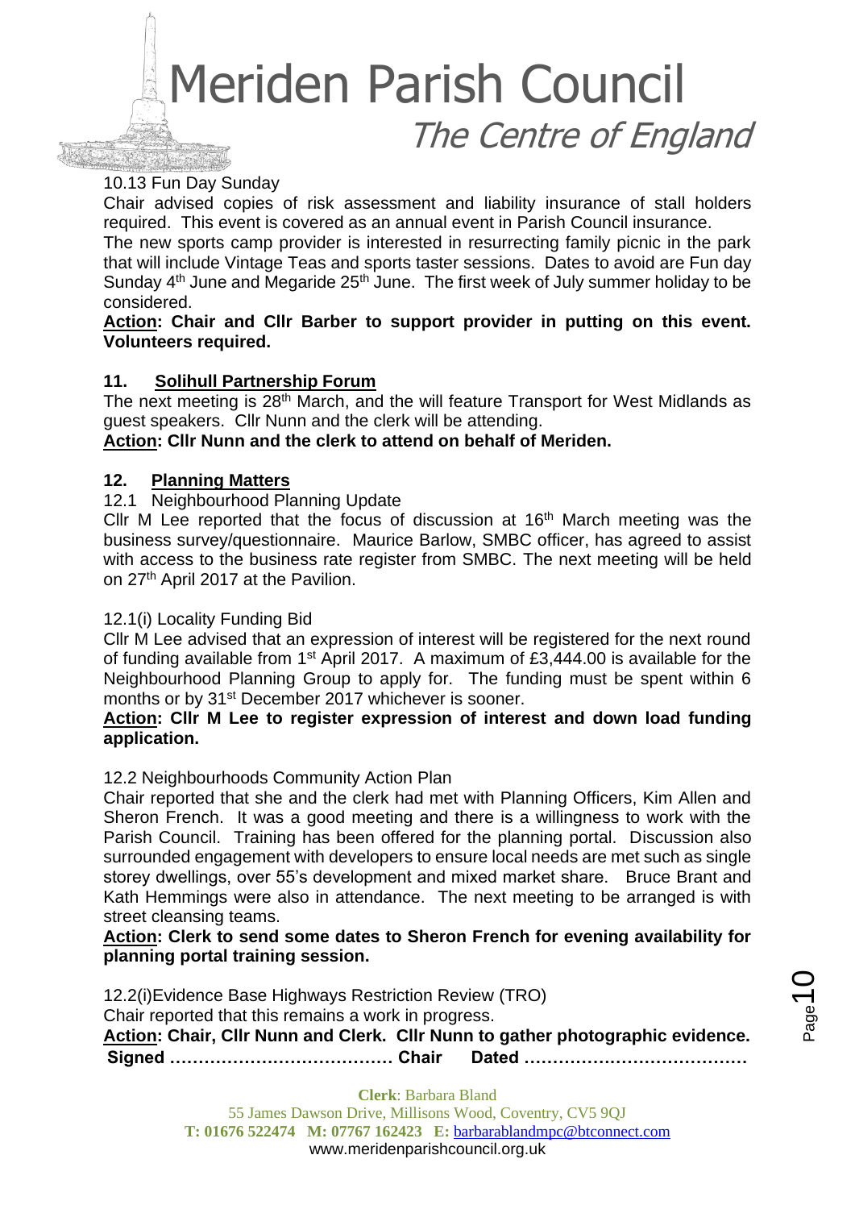10.13 Fun Day Sunday

Chair advised copies of risk assessment and liability insurance of stall holders required. This event is covered as an annual event in Parish Council insurance.

The new sports camp provider is interested in resurrecting family picnic in the park that will include Vintage Teas and sports taster sessions. Dates to avoid are Fun day Sunday 4th June and Megaride 25th June. The first week of July summer holiday to be considered.

**Action: Chair and Cllr Barber to support provider in putting on this event. Volunteers required.**

## 11. Solihull Partnership Forum

The next meeting is 28th March, and the will feature Transport for West Midlands as guest speakers. Cllr Nunn and the clerk will be attending.

**Action: Cllr Nunn and the clerk to attend on behalf of Meriden.**

## 12. Planning Matters

12.1 Neighbourhood Planning Update

Cllr M Lee reported that the focus of discussion at 16th March meeting was the business survey/questionnaire. Maurice Barlow, SMBC officer, has agreed to assist with access to the business rate register from SMBC. The next meeting will be held on 27th April 2017 at the Pavilion.

12.1(i) Locality Funding Bid

Cllr M Lee advised that an expression of interest will be registered for the next round of funding available from 1st April 2017. A maximum of £3,444.00 is available for the Neighbourhood Planning Group to apply for. The funding must be spent within 6 months or by 31st December 2017 whichever is sooner.

**Action: Cllr M Lee to register expression of interest and down load funding application.**

12.2 Neighbourhoods Community Action Plan

Chair reported that she and the clerk had met with Planning Officers, Kim Allen and Sheron French. It was a good meeting and there is a willingness to work with the Parish Council. Training has been offered for the planning portal. Discussion also surrounded engagement with developers to ensure local needs are met such as single storey dwellings, over 55's development and mixed market share. Bruce Brant and Kath Hemmings were also in attendance. The next meeting to be arranged is with street cleansing teams.

**Action: Clerk to send some dates to Sheron French for evening availability for planning portal training session.**

12.2(i)Evidence Base Highways Restriction Review (TRO)

Chair reported that this remains a work in progress.

**Action: Chair, Cllr Nunn and Clerk. Cllr Nunn to gather photographic evidence.**

**Signed ………………………………… Chair Dated …………………………………**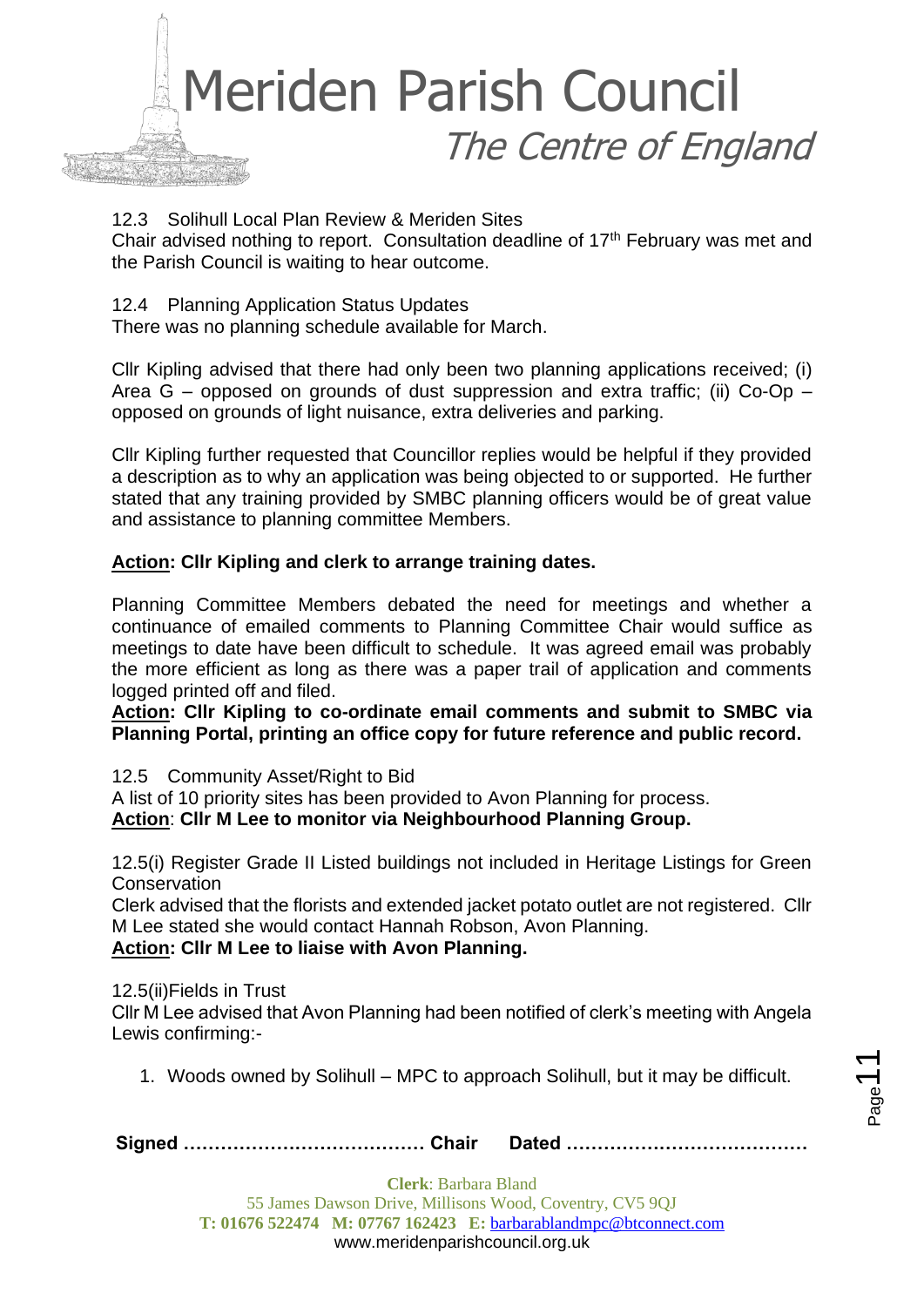12.3 Solihull Local Plan Review & Meriden Sites

Chair advised nothing to report. Consultation deadline of 17th February was met and the Parish Council is waiting to hear outcome.

12.4 Planning Application Status Updates

There was no planning schedule available for March.

Cllr Kipling advised that there had only been two planning applications received; (i) Area G – opposed on grounds of dust suppression and extra traffic; (ii) Co-Op – opposed on grounds of light nuisance, extra deliveries and parking.

Cllr Kipling further requested that Councillor replies would be helpful if they provided a description as to why an application was being objected to or supported. He further stated that any training provided by SMBC planning officers would be of great value and assistance to planning committee Members.

**Action: Cllr Kipling and clerk to arrange training dates.**

Planning Committee Members debated the need for meetings and whether a continuance of emailed comments to Planning Committee Chair would suffice as meetings to date have been difficult to schedule. It was agreed email was probably the more efficient as long as there was a paper trail of application and comments logged printed off and filed.

**Action: Cllr Kipling to co-ordinate email comments and submit to SMBC via Planning Portal, printing an office copy for future reference and public record.**

12.5 Community Asset/Right to Bid

A list of 10 priority sites has been provided to Avon Planning for process.

**Action: Cllr M Lee to monitor via Neighbourhood Planning Group.**

12.5(i) Register Grade II Listed buildings not included in Heritage Listings for Green Conservation

Clerk advised that the florists and extended jacket potato outlet are not registered. Cllr M Lee stated she would contact Hannah Robson, Avon Planning.

**Action: Cllr M Lee to liaise with Avon Planning.**

12.5(ii)Fields in Trust

Cllr M Lee advised that Avon Planning had been notified of clerk's meeting with Angela Lewis confirming:-

1. Woods owned by Solihull – MPC to approach Solihull, but it may be difficult.

**Signed ………………………………… Chair Dated …………………………………**

**Clerk**: Barbara Bland
55 James Dawson Drive, Millisons Wood, Coventry, CV5 9QJ
**T:** 01676 522474 **M:** 07767 162423 **E:** barbarablandmpc@btconnect.com
www.meridenparishcouncil.org.uk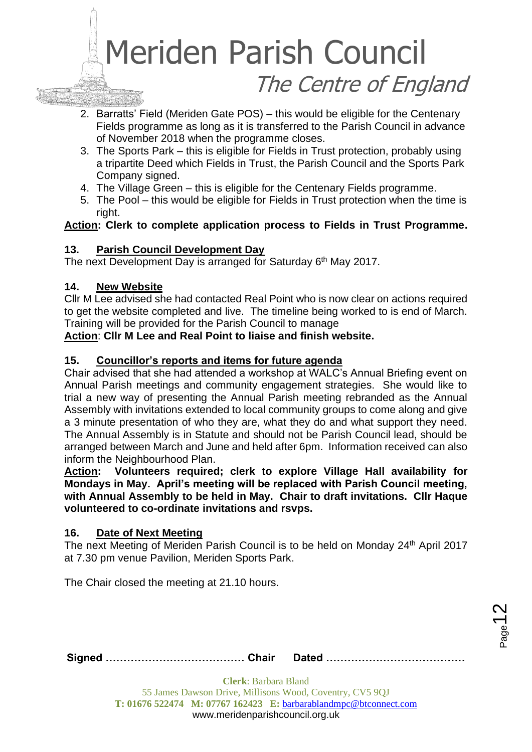2. Barratts' Field (Meriden Gate POS) – this would be eligible for the Centenary Fields programme as long as it is transferred to the Parish Council in advance of November 2018 when the programme closes.
3. The Sports Park – this is eligible for Fields in Trust protection, probably using a tripartite Deed which Fields in Trust, the Parish Council and the Sports Park Company signed.
4. The Village Green – this is eligible for the Centenary Fields programme.
5. The Pool – this would be eligible for Fields in Trust protection when the time is right.

**Action: Clerk to complete application process to Fields in Trust Programme.**

## 13. Parish Council Development Day

The next Development Day is arranged for Saturday 6th May 2017.

## 14. New Website

Cllr M Lee advised she had contacted Real Point who is now clear on actions required to get the website completed and live. The timeline being worked to is end of March. Training will be provided for the Parish Council to manage

**Action: Cllr M Lee and Real Point to liaise and finish website.**

## 15. Councillor's reports and items for future agenda

Chair advised that she had attended a workshop at WALC's Annual Briefing event on Annual Parish meetings and community engagement strategies. She would like to trial a new way of presenting the Annual Parish meeting rebranded as the Annual Assembly with invitations extended to local community groups to come along and give a 3 minute presentation of who they are, what they do and what support they need. The Annual Assembly is in Statute and should not be Parish Council lead, should be arranged between March and June and held after 6pm. Information received can also inform the Neighbourhood Plan.

**Action: Volunteers required; clerk to explore Village Hall availability for Mondays in May. April's meeting will be replaced with Parish Council meeting, with Annual Assembly to be held in May. Chair to draft invitations. Cllr Haque volunteered to co-ordinate invitations and rsvps.**

## 16. Date of Next Meeting

The next Meeting of Meriden Parish Council is to be held on Monday 24th April 2017 at 7.30 pm venue Pavilion, Meriden Sports Park.

The Chair closed the meeting at 21.10 hours.

**Signed ………………………………… Chair Dated …………………………………**